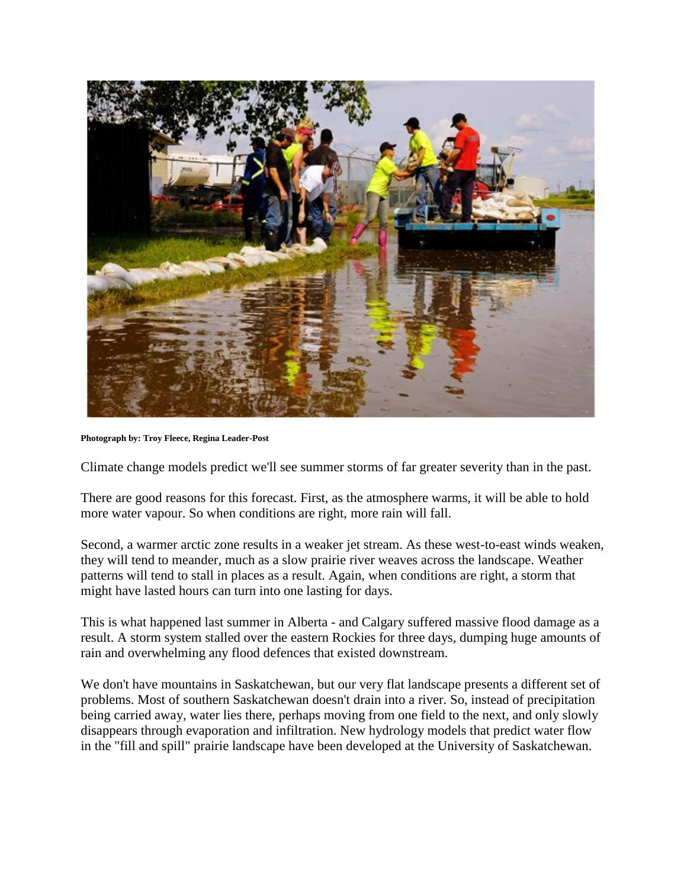**Photograph by: Troy Fleece, Regina Leader-Post**

Climate change models predict we'll see summer storms of far greater severity than in the past.

There are good reasons for this forecast. First, as the atmosphere warms, it will be able to hold more water vapour. So when conditions are right, more rain will fall.

Second, a warmer arctic zone results in a weaker jet stream. As these west-to-east winds weaken, they will tend to meander, much as a slow prairie river weaves across the landscape. Weather patterns will tend to stall in places as a result. Again, when conditions are right, a storm that might have lasted hours can turn into one lasting for days.

This is what happened last summer in Alberta - and Calgary suffered massive flood damage as a result. A storm system stalled over the eastern Rockies for three days, dumping huge amounts of rain and overwhelming any flood defences that existed downstream.

We don't have mountains in Saskatchewan, but our very flat landscape presents a different set of problems. Most of southern Saskatchewan doesn't drain into a river. So, instead of precipitation being carried away, water lies there, perhaps moving from one field to the next, and only slowly disappears through evaporation and infiltration. New hydrology models that predict water flow in the "fill and spill" prairie landscape have been developed at the University of Saskatchewan.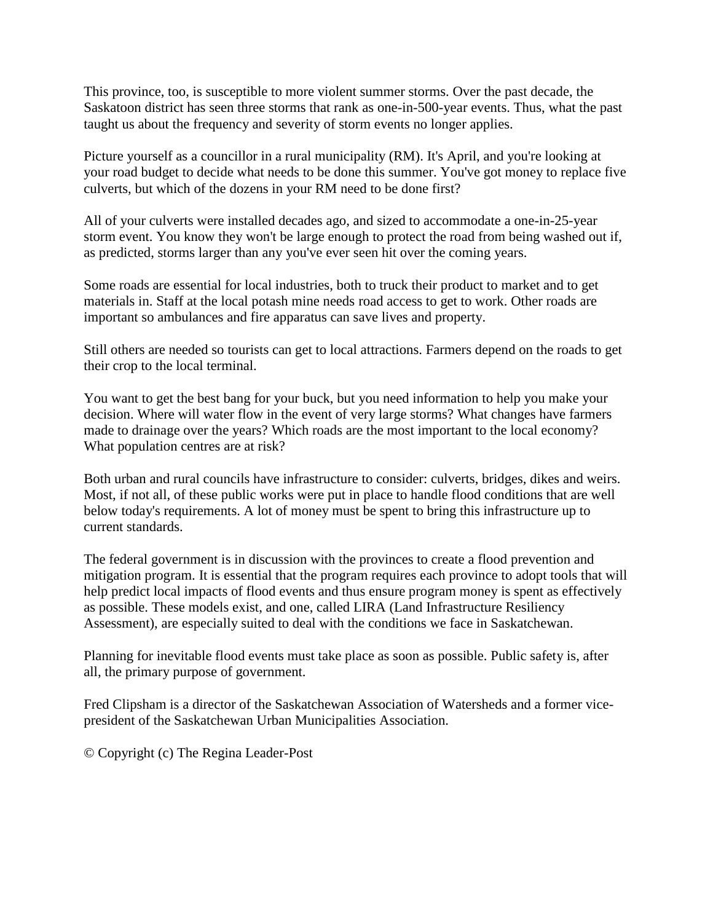This province, too, is susceptible to more violent summer storms. Over the past decade, the Saskatoon district has seen three storms that rank as one-in-500-year events. Thus, what the past taught us about the frequency and severity of storm events no longer applies.

Picture yourself as a councillor in a rural municipality (RM). It's April, and you're looking at your road budget to decide what needs to be done this summer. You've got money to replace five culverts, but which of the dozens in your RM need to be done first?

All of your culverts were installed decades ago, and sized to accommodate a one-in-25-year storm event. You know they won't be large enough to protect the road from being washed out if, as predicted, storms larger than any you've ever seen hit over the coming years.

Some roads are essential for local industries, both to truck their product to market and to get materials in. Staff at the local potash mine needs road access to get to work. Other roads are important so ambulances and fire apparatus can save lives and property.

Still others are needed so tourists can get to local attractions. Farmers depend on the roads to get their crop to the local terminal.

You want to get the best bang for your buck, but you need information to help you make your decision. Where will water flow in the event of very large storms? What changes have farmers made to drainage over the years? Which roads are the most important to the local economy? What population centres are at risk?

Both urban and rural councils have infrastructure to consider: culverts, bridges, dikes and weirs. Most, if not all, of these public works were put in place to handle flood conditions that are well below today's requirements. A lot of money must be spent to bring this infrastructure up to current standards.

The federal government is in discussion with the provinces to create a flood prevention and mitigation program. It is essential that the program requires each province to adopt tools that will help predict local impacts of flood events and thus ensure program money is spent as effectively as possible. These models exist, and one, called LIRA (Land Infrastructure Resiliency Assessment), are especially suited to deal with the conditions we face in Saskatchewan.

Planning for inevitable flood events must take place as soon as possible. Public safety is, after all, the primary purpose of government.

Fred Clipsham is a director of the Saskatchewan Association of Watersheds and a former vice-president of the Saskatchewan Urban Municipalities Association.

© Copyright (c) The Regina Leader-Post